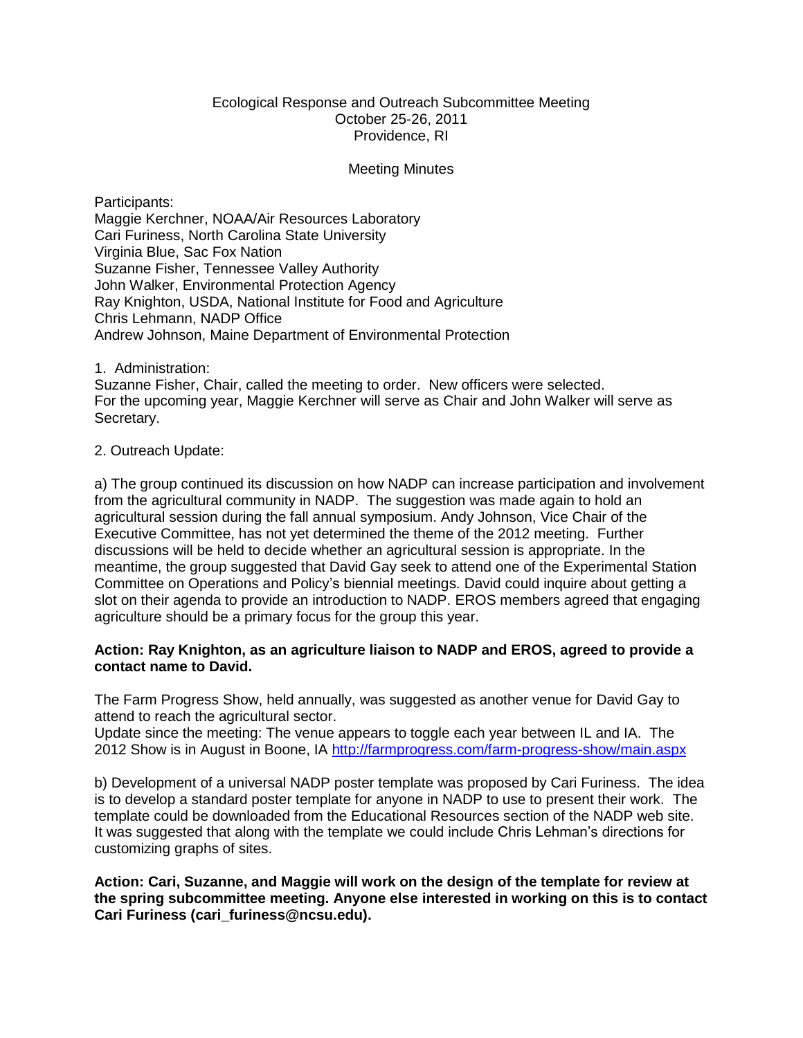# Ecological Response and Outreach Subcommittee Meeting

October 25-26, 2011
Providence, RI

## Meeting Minutes

Participants:
Maggie Kerchner, NOAA/Air Resources Laboratory
Cari Furiness, North Carolina State University
Virginia Blue, Sac Fox Nation
Suzanne Fisher, Tennessee Valley Authority
John Walker, Environmental Protection Agency
Ray Knighton, USDA, National Institute for Food and Agriculture
Chris Lehmann, NADP Office
Andrew Johnson, Maine Department of Environmental Protection

1. Administration:
Suzanne Fisher, Chair, called the meeting to order. New officers were selected.
For the upcoming year, Maggie Kerchner will serve as Chair and John Walker will serve as Secretary.

2. Outreach Update:

a) The group continued its discussion on how NADP can increase participation and involvement from the agricultural community in NADP. The suggestion was made again to hold an agricultural session during the fall annual symposium. Andy Johnson, Vice Chair of the Executive Committee, has not yet determined the theme of the 2012 meeting. Further discussions will be held to decide whether an agricultural session is appropriate. In the meantime, the group suggested that David Gay seek to attend one of the Experimental Station Committee on Operations and Policy's biennial meetings. David could inquire about getting a slot on their agenda to provide an introduction to NADP. EROS members agreed that engaging agriculture should be a primary focus for the group this year.

**Action: Ray Knighton, as an agriculture liaison to NADP and EROS, agreed to provide a contact name to David.**

The Farm Progress Show, held annually, was suggested as another venue for David Gay to attend to reach the agricultural sector.
Update since the meeting: The venue appears to toggle each year between IL and IA. The 2012 Show is in August in Boone, IA [http://farmprogress.com/farm-progress-show/main.aspx](http://farmprogress.com/farm-progress-show/main.aspx)

b) Development of a universal NADP poster template was proposed by Cari Furiness. The idea is to develop a standard poster template for anyone in NADP to use to present their work. The template could be downloaded from the Educational Resources section of the NADP web site. It was suggested that along with the template we could include Chris Lehman's directions for customizing graphs of sites.

**Action: Cari, Suzanne, and Maggie will work on the design of the template for review at the spring subcommittee meeting. Anyone else interested in working on this is to contact Cari Furiness (cari_furiness@ncsu.edu).**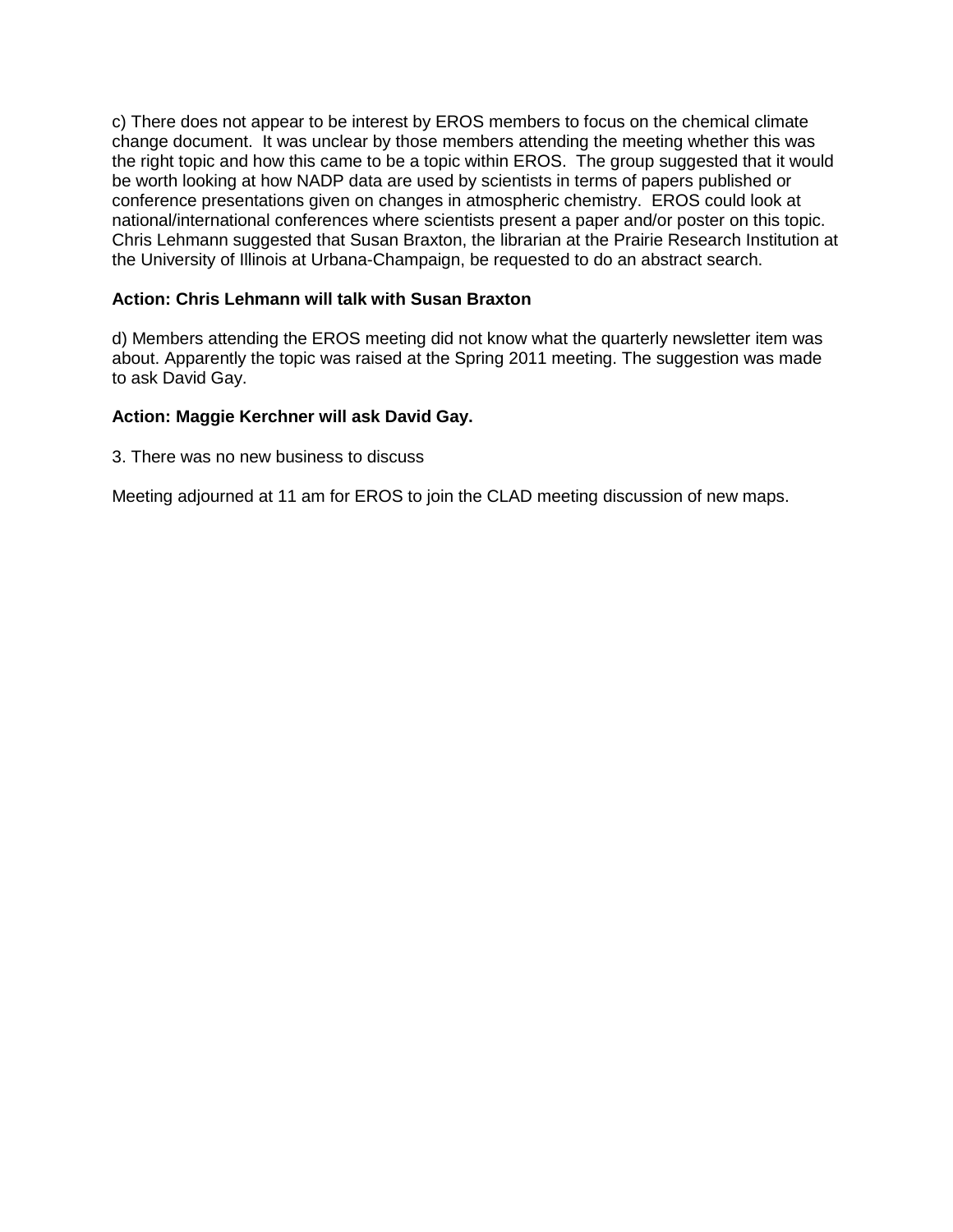c) There does not appear to be interest by EROS members to focus on the chemical climate change document. It was unclear by those members attending the meeting whether this was the right topic and how this came to be a topic within EROS. The group suggested that it would be worth looking at how NADP data are used by scientists in terms of papers published or conference presentations given on changes in atmospheric chemistry. EROS could look at national/international conferences where scientists present a paper and/or poster on this topic. Chris Lehmann suggested that Susan Braxton, the librarian at the Prairie Research Institution at the University of Illinois at Urbana-Champaign, be requested to do an abstract search.

**Action: Chris Lehmann will talk with Susan Braxton**

d) Members attending the EROS meeting did not know what the quarterly newsletter item was about. Apparently the topic was raised at the Spring 2011 meeting. The suggestion was made to ask David Gay.

**Action: Maggie Kerchner will ask David Gay.**

3. There was no new business to discuss

Meeting adjourned at 11 am for EROS to join the CLAD meeting discussion of new maps.